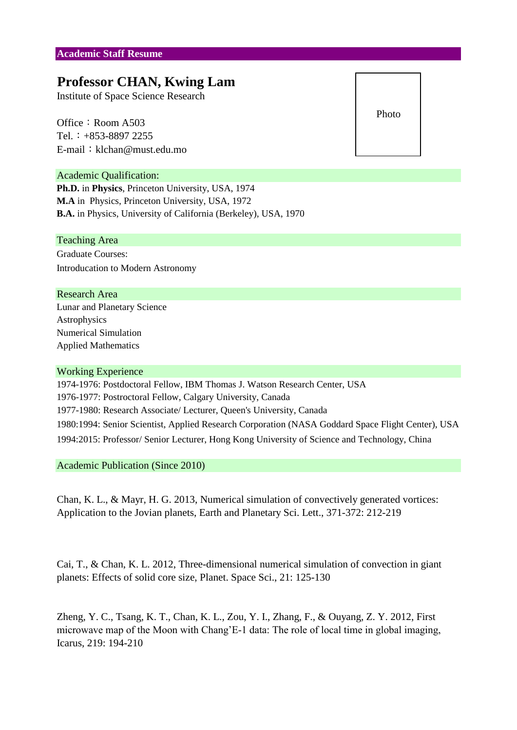## Academic Staff Resume

# Professor CHAN, Kwing Lam

Institute of Space Science Research

Office：Room A503
Tel.：+853-8897 2255
E-mail：klchan@must.edu.mo

Photo

## Academic Qualification:

**Ph.D.** in **Physics**, Princeton University, USA, 1974
**M.A** in Physics, Princeton University, USA, 1972
**B.A.** in Physics, University of California (Berkeley), USA, 1970

## Teaching Area

Graduate Courses:
Introducation to Modern Astronomy

## Research Area

Lunar and Planetary Science
Astrophysics
Numerical Simulation
Applied Mathematics

## Working Experience

1974-1976: Postdoctoral Fellow, IBM Thomas J. Watson Research Center, USA
1976-1977: Postroctoral Fellow, Calgary University, Canada
1977-1980: Research Associate/ Lecturer, Queen's University, Canada
1980:1994: Senior Scientist, Applied Research Corporation (NASA Goddard Space Flight Center), USA
1994:2015: Professor/ Senior Lecturer, Hong Kong University of Science and Technology, China

## Academic Publication (Since 2010)

Chan, K. L., & Mayr, H. G. 2013, Numerical simulation of convectively generated vortices: Application to the Jovian planets, Earth and Planetary Sci. Lett., 371-372: 212-219

Cai, T., & Chan, K. L. 2012, Three-dimensional numerical simulation of convection in giant planets: Effects of solid core size, Planet. Space Sci., 21: 125-130

Zheng, Y. C., Tsang, K. T., Chan, K. L., Zou, Y. I., Zhang, F., & Ouyang, Z. Y. 2012, First microwave map of the Moon with Chang'E-1 data: The role of local time in global imaging, Icarus, 219: 194-210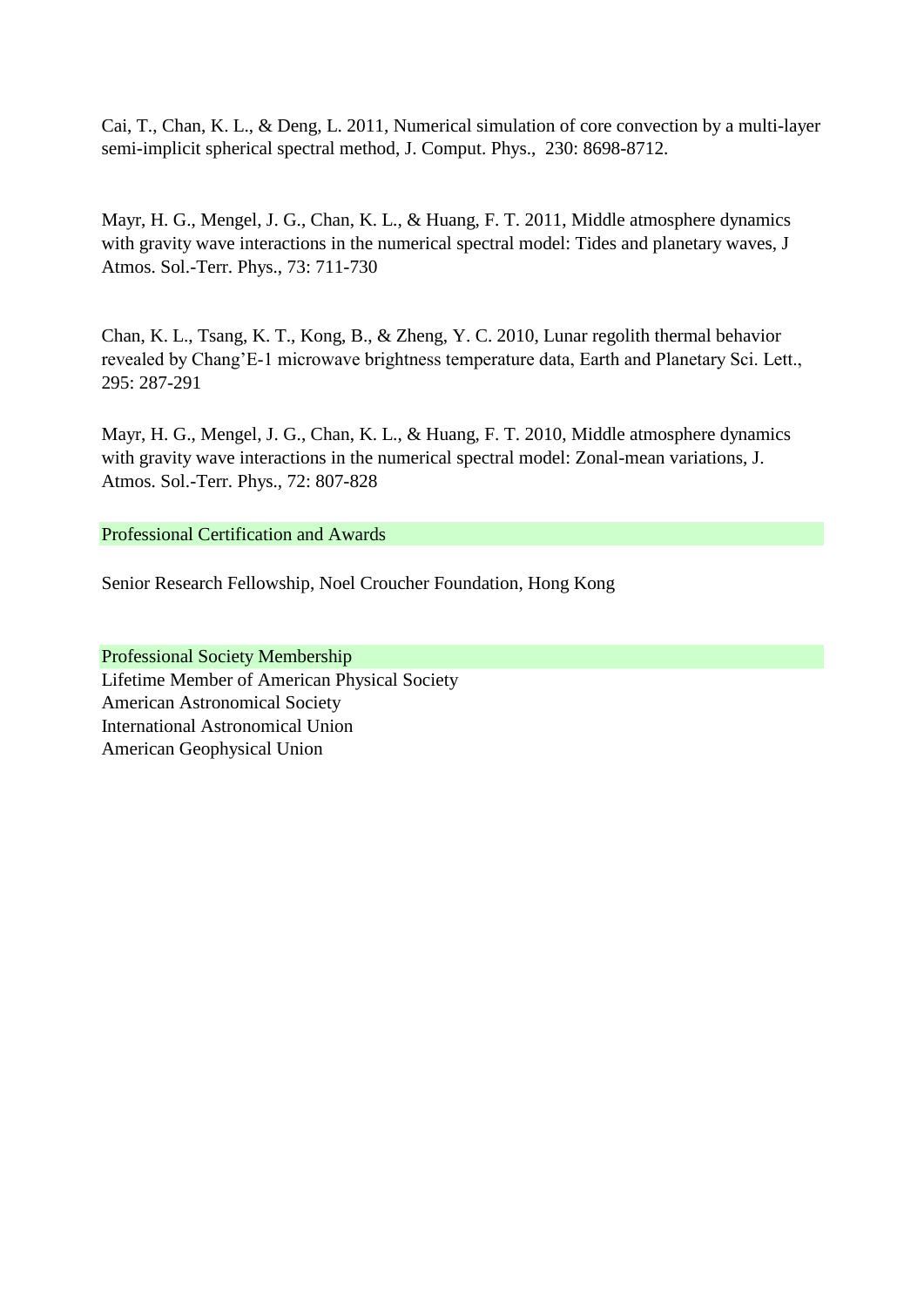Cai, T., Chan, K. L., & Deng, L. 2011, Numerical simulation of core convection by a multi-layer semi-implicit spherical spectral method, J. Comput. Phys., 230: 8698-8712.

Mayr, H. G., Mengel, J. G., Chan, K. L., & Huang, F. T. 2011, Middle atmosphere dynamics with gravity wave interactions in the numerical spectral model: Tides and planetary waves, J Atmos. Sol.-Terr. Phys., 73: 711-730

Chan, K. L., Tsang, K. T., Kong, B., & Zheng, Y. C. 2010, Lunar regolith thermal behavior revealed by Chang'E-1 microwave brightness temperature data, Earth and Planetary Sci. Lett., 295: 287-291

Mayr, H. G., Mengel, J. G., Chan, K. L., & Huang, F. T. 2010, Middle atmosphere dynamics with gravity wave interactions in the numerical spectral model: Zonal-mean variations, J. Atmos. Sol.-Terr. Phys., 72: 807-828

## Professional Certification and Awards

Senior Research Fellowship, Noel Croucher Foundation, Hong Kong

## Professional Society Membership

Lifetime Member of American Physical Society
American Astronomical Society
International Astronomical Union
American Geophysical Union